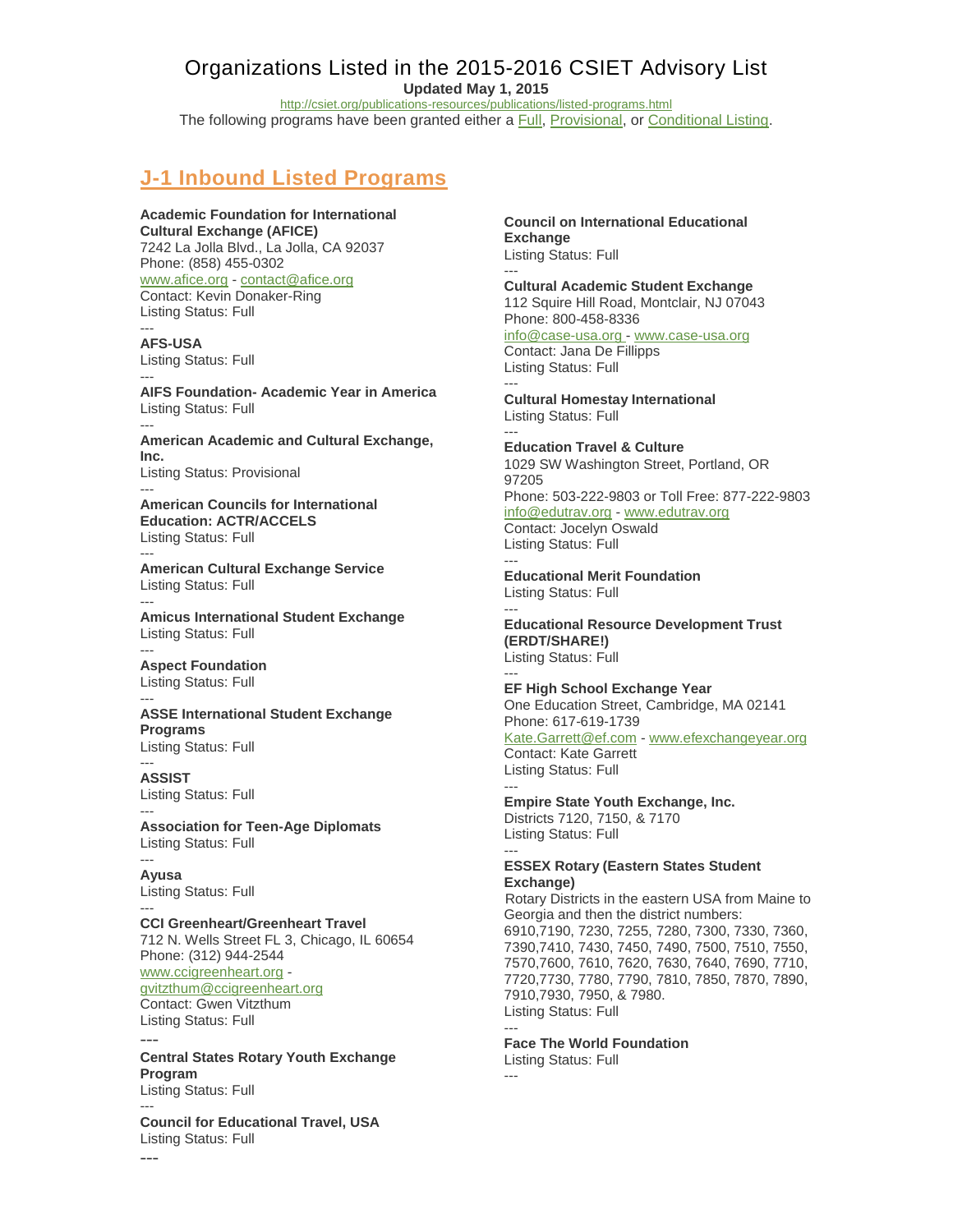# Organizations Listed in the 2015-2016 CSIET Advisory List

**Updated May 1, 2015**

http://csiet.org/publications-resources/publications/listed-programs.html

The following programs have been granted either a Full, Provisional, or Conditional Listing.

## J-1 Inbound Listed Programs

**Academic Foundation for International Cultural Exchange (AFICE)**
7242 La Jolla Blvd., La Jolla, CA 92037
Phone: (858) 455-0302
www.afice.org - contact@afice.org
Contact: Kevin Donaker-Ring
Listing Status: Full

---

**AFS-USA**
Listing Status: Full

---

**AIFS Foundation- Academic Year in America**
Listing Status: Full

---

**American Academic and Cultural Exchange, Inc.**
Listing Status: Provisional

---

**American Councils for International Education: ACTR/ACCELS**
Listing Status: Full

---

**American Cultural Exchange Service**
Listing Status: Full

---

**Amicus International Student Exchange**
Listing Status: Full

---

**Aspect Foundation**
Listing Status: Full

---

**ASSE International Student Exchange Programs**
Listing Status: Full

---

**ASSIST**
Listing Status: Full

---

**Association for Teen-Age Diplomats**
Listing Status: Full

---

**Ayusa**
Listing Status: Full

---

**CCI Greenheart/Greenheart Travel**
712 N. Wells Street FL 3, Chicago, IL 60654
Phone: (312) 944-2544
www.ccigreenheart.org - gvitzthum@ccigreenheart.org
Contact: Gwen Vitzthum
Listing Status: Full

---

**Central States Rotary Youth Exchange Program**
Listing Status: Full

---

**Council for Educational Travel, USA**
Listing Status: Full

---

**Council on International Educational Exchange**
Listing Status: Full

---

**Cultural Academic Student Exchange**
112 Squire Hill Road, Montclair, NJ 07043
Phone: 800-458-8336
info@case-usa.org - www.case-usa.org
Contact: Jana De Fillipps
Listing Status: Full

---

**Cultural Homestay International**
Listing Status: Full

---

**Education Travel & Culture**
1029 SW Washington Street, Portland, OR 97205
Phone: 503-222-9803 or Toll Free: 877-222-9803
info@edutrav.org - www.edutrav.org
Contact: Jocelyn Oswald
Listing Status: Full

---

**Educational Merit Foundation**
Listing Status: Full

---

**Educational Resource Development Trust (ERDT/SHARE!)**
Listing Status: Full

---

**EF High School Exchange Year**
One Education Street, Cambridge, MA 02141
Phone: 617-619-1739
Kate.Garrett@ef.com - www.efexchangeyear.org
Contact: Kate Garrett
Listing Status: Full

---

**Empire State Youth Exchange, Inc.**
Districts 7120, 7150, & 7170
Listing Status: Full

---

**ESSEX Rotary (Eastern States Student Exchange)**
Rotary Districts in the eastern USA from Maine to Georgia and then the district numbers: 6910,7190, 7230, 7255, 7280, 7300, 7330, 7360, 7390,7410, 7430, 7450, 7490, 7500, 7510, 7550, 7570,7600, 7610, 7620, 7630, 7640, 7690, 7710, 7720,7730, 7780, 7790, 7810, 7850, 7870, 7890, 7910,7930, 7950, & 7980.
Listing Status: Full

---

**Face The World Foundation**
Listing Status: Full

---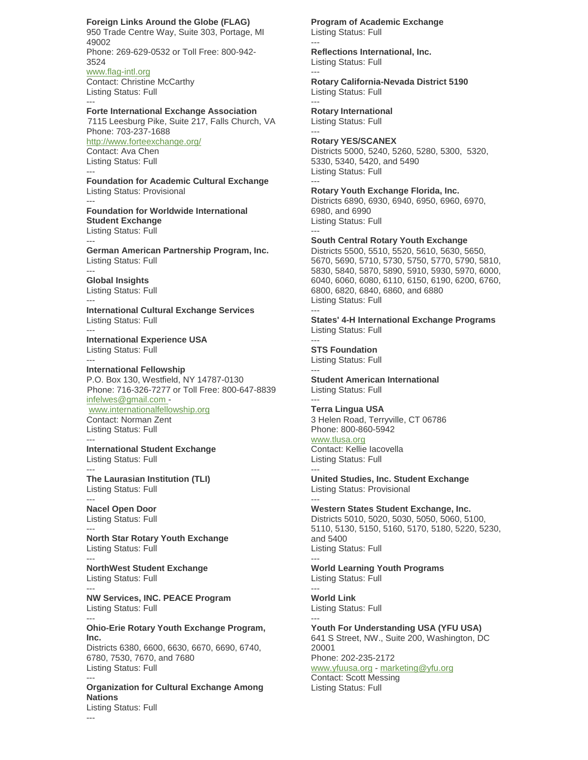**Foreign Links Around the Globe (FLAG)**
950 Trade Centre Way, Suite 303, Portage, MI 49002
Phone: 269-629-0532 or Toll Free: 800-942-3524
www.flag-intl.org
Contact: Christine McCarthy
Listing Status: Full

---

**Forte International Exchange Association**
7115 Leesburg Pike, Suite 217, Falls Church, VA
Phone: 703-237-1688
http://www.forteexchange.org/
Contact: Ava Chen
Listing Status: Full

---

**Foundation for Academic Cultural Exchange**
Listing Status: Provisional

---

**Foundation for Worldwide International Student Exchange**
Listing Status: Full

---

**German American Partnership Program, Inc.**
Listing Status: Full

---

**Global Insights**
Listing Status: Full

---

**International Cultural Exchange Services**
Listing Status: Full

---

**International Experience USA**
Listing Status: Full

---

**International Fellowship**
P.O. Box 130, Westfield, NY 14787-0130
Phone: 716-326-7277 or Toll Free: 800-647-8839
infelwes@gmail.com - www.internationalfellowship.org
Contact: Norman Zent
Listing Status: Full

---

**International Student Exchange**
Listing Status: Full

---

**The Laurasian Institution (TLI)**
Listing Status: Full

---

**Nacel Open Door**
Listing Status: Full

---

**North Star Rotary Youth Exchange**
Listing Status: Full

---

**NorthWest Student Exchange**
Listing Status: Full

---

**NW Services, INC. PEACE Program**
Listing Status: Full

---

**Ohio-Erie Rotary Youth Exchange Program, Inc.**
Districts 6380, 6600, 6630, 6670, 6690, 6740, 6780, 7530, 7670, and 7680
Listing Status: Full

---

**Organization for Cultural Exchange Among Nations**
Listing Status: Full

---

**Program of Academic Exchange**
Listing Status: Full

---

**Reflections International, Inc.**
Listing Status: Full

---

**Rotary California-Nevada District 5190**
Listing Status: Full

---

**Rotary International**
Listing Status: Full

---

**Rotary YES/SCANEX**
Districts 5000, 5240, 5260, 5280, 5300, 5320, 5330, 5340, 5420, and 5490
Listing Status: Full

---

**Rotary Youth Exchange Florida, Inc.**
Districts 6890, 6930, 6940, 6950, 6960, 6970, 6980, and 6990
Listing Status: Full

---

**South Central Rotary Youth Exchange**
Districts 5500, 5510, 5520, 5610, 5630, 5650, 5670, 5690, 5710, 5730, 5750, 5770, 5790, 5810, 5830, 5840, 5870, 5890, 5910, 5930, 5970, 6000, 6040, 6060, 6080, 6110, 6150, 6190, 6200, 6760, 6800, 6820, 6840, 6860, and 6880
Listing Status: Full

---

**States' 4-H International Exchange Programs**
Listing Status: Full

---

**STS Foundation**
Listing Status: Full

---

**Student American International**
Listing Status: Full

---

**Terra Lingua USA**
3 Helen Road, Terryville, CT 06786
Phone: 800-860-5942
www.tlusa.org
Contact: Kellie Iacovella
Listing Status: Full

---

**United Studies, Inc. Student Exchange**
Listing Status: Provisional

---

**Western States Student Exchange, Inc.**
Districts 5010, 5020, 5030, 5050, 5060, 5100, 5110, 5130, 5150, 5160, 5170, 5180, 5220, 5230, and 5400
Listing Status: Full

---

**World Learning Youth Programs**
Listing Status: Full

---

**World Link**
Listing Status: Full

---

**Youth For Understanding USA (YFU USA)**
641 S Street, NW., Suite 200, Washington, DC 20001
Phone: 202-235-2172
www.yfuusa.org - marketing@yfu.org
Contact: Scott Messing
Listing Status: Full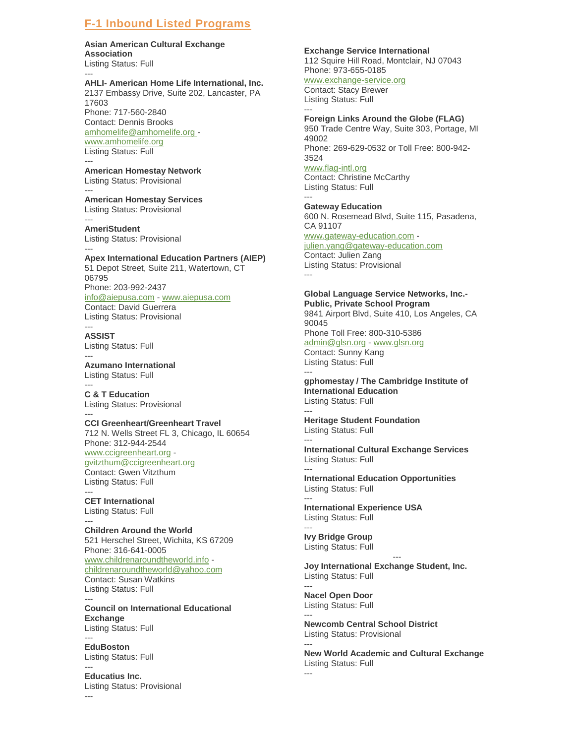## F-1 Inbound Listed Programs

**Asian American Cultural Exchange Association**
Listing Status: Full

---

**AHLI- American Home Life International, Inc.**
2137 Embassy Drive, Suite 202, Lancaster, PA 17603
Phone: 717-560-2840
Contact: Dennis Brooks
amhomelife@amhomelife.org - www.amhomelife.org
Listing Status: Full

---

**American Homestay Network**
Listing Status: Provisional

---

**American Homestay Services**
Listing Status: Provisional

---

**AmeriStudent**
Listing Status: Provisional

---

**Apex International Education Partners (AIEP)**
51 Depot Street, Suite 211, Watertown, CT 06795
Phone: 203-992-2437
info@aiepusa.com - www.aiepusa.com
Contact: David Guerrera
Listing Status: Provisional

---

**ASSIST**
Listing Status: Full

---

**Azumano International**
Listing Status: Full

---

**C & T Education**
Listing Status: Provisional

---

**CCI Greenheart/Greenheart Travel**
712 N. Wells Street FL 3, Chicago, IL 60654
Phone: 312-944-2544
www.ccigreenheart.org - gvitzthum@ccigreenheart.org
Contact: Gwen Vitzthum
Listing Status: Full

---

**CET International**
Listing Status: Full

---

**Children Around the World**
521 Herschel Street, Wichita, KS 67209
Phone: 316-641-0005
www.childrenaroundtheworld.info - childrenaroundtheworld@yahoo.com
Contact: Susan Watkins
Listing Status: Full

---

**Council on International Educational Exchange**
Listing Status: Full

---

**EduBoston**
Listing Status: Full

---

**Educatius Inc.**
Listing Status: Provisional

---

**Exchange Service International**
112 Squire Hill Road, Montclair, NJ 07043
Phone: 973-655-0185
www.exchange-service.org
Contact: Stacy Brewer
Listing Status: Full

---

**Foreign Links Around the Globe (FLAG)**
950 Trade Centre Way, Suite 303, Portage, MI 49002
Phone: 269-629-0532 or Toll Free: 800-942-3524
www.flag-intl.org
Contact: Christine McCarthy
Listing Status: Full

---

**Gateway Education**
600 N. Rosemead Blvd, Suite 115, Pasadena, CA 91107
www.gateway-education.com - julien.yang@gateway-education.com
Contact: Julien Zang
Listing Status: Provisional

---

**Global Language Service Networks, Inc.- Public, Private School Program**
9841 Airport Blvd, Suite 410, Los Angeles, CA 90045
Phone Toll Free: 800-310-5386
admin@glsn.org - www.glsn.org
Contact: Sunny Kang
Listing Status: Full

---

**gphomestay / The Cambridge Institute of International Education**
Listing Status: Full

---

**Heritage Student Foundation**
Listing Status: Full

---

**International Cultural Exchange Services**
Listing Status: Full

---

**International Education Opportunities**
Listing Status: Full

---

**International Experience USA**
Listing Status: Full

---

**Ivy Bridge Group**
Listing Status: Full

---

**Joy International Exchange Student, Inc.**
Listing Status: Full

---

**Nacel Open Door**
Listing Status: Full

---

**Newcomb Central School District**
Listing Status: Provisional

---

**New World Academic and Cultural Exchange**
Listing Status: Full

---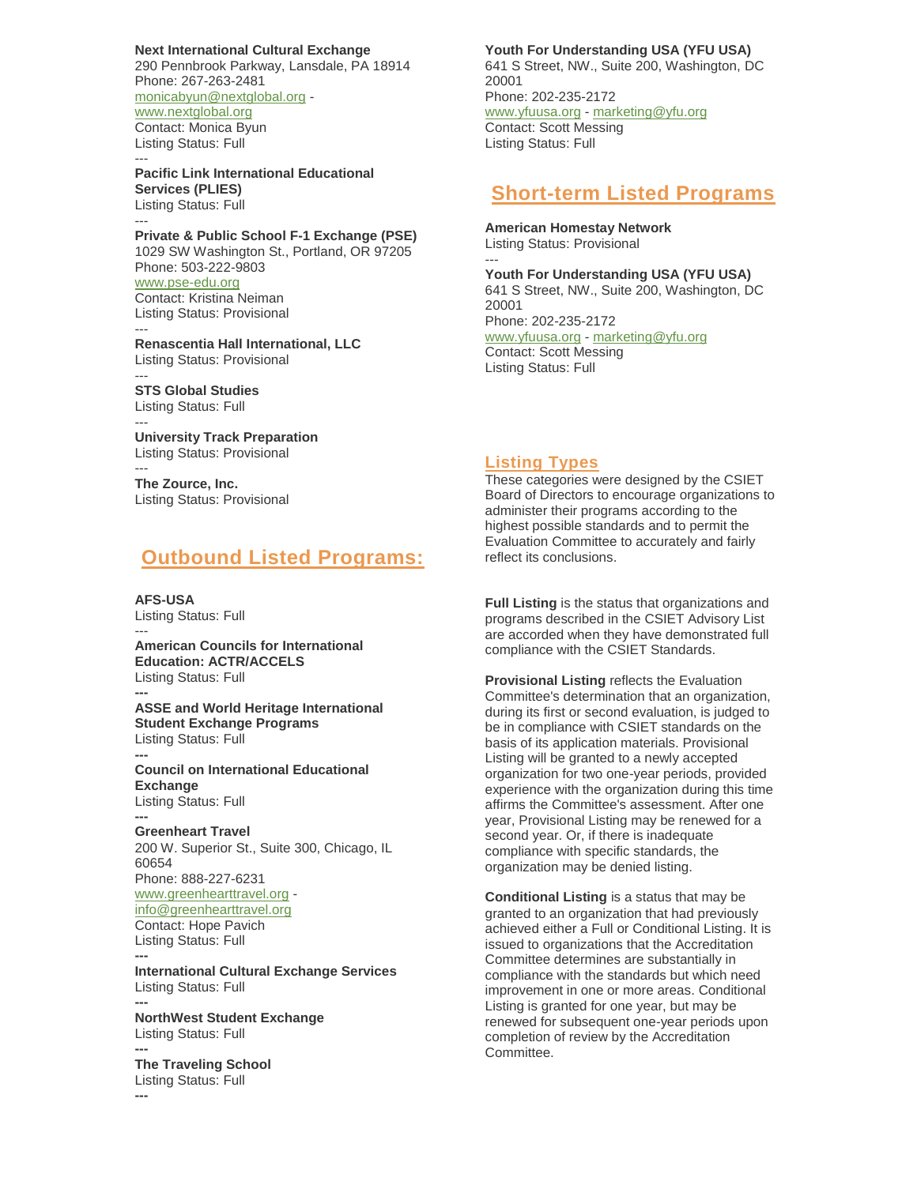**Next International Cultural Exchange**
290 Pennbrook Parkway, Lansdale, PA 18914
Phone: 267-263-2481
monicabyun@nextglobal.org - www.nextglobal.org
Contact: Monica Byun
Listing Status: Full

---

**Pacific Link International Educational Services (PLIES)**
Listing Status: Full

---

**Private & Public School F-1 Exchange (PSE)**
1029 SW Washington St., Portland, OR 97205
Phone: 503-222-9803
www.pse-edu.org
Contact: Kristina Neiman
Listing Status: Provisional

---

**Renascentia Hall International, LLC**
Listing Status: Provisional

---

**STS Global Studies**
Listing Status: Full

---

**University Track Preparation**
Listing Status: Provisional

---

**The Zource, Inc.**
Listing Status: Provisional

## Outbound Listed Programs:

**AFS-USA**
Listing Status: Full

---

**American Councils for International Education: ACTR/ACCELS**
Listing Status: Full

---

**ASSE and World Heritage International Student Exchange Programs**
Listing Status: Full

---

**Council on International Educational Exchange**
Listing Status: Full

---

**Greenheart Travel**
200 W. Superior St., Suite 300, Chicago, IL 60654
Phone: 888-227-6231
www.greenhearttravel.org - info@greenhearttravel.org
Contact: Hope Pavich
Listing Status: Full

---

**International Cultural Exchange Services**
Listing Status: Full

---

**NorthWest Student Exchange**
Listing Status: Full

---

**The Traveling School**
Listing Status: Full

---

**Youth For Understanding USA (YFU USA)**
641 S Street, NW., Suite 200, Washington, DC 20001
Phone: 202-235-2172
www.yfuusa.org - marketing@yfu.org
Contact: Scott Messing
Listing Status: Full

## Short-term Listed Programs

**American Homestay Network**
Listing Status: Provisional

---

**Youth For Understanding USA (YFU USA)**
641 S Street, NW., Suite 200, Washington, DC 20001
Phone: 202-235-2172
www.yfuusa.org - marketing@yfu.org
Contact: Scott Messing
Listing Status: Full

## Listing Types

These categories were designed by the CSIET Board of Directors to encourage organizations to administer their programs according to the highest possible standards and to permit the Evaluation Committee to accurately and fairly reflect its conclusions.

**Full Listing** is the status that organizations and programs described in the CSIET Advisory List are accorded when they have demonstrated full compliance with the CSIET Standards.

**Provisional Listing** reflects the Evaluation Committee's determination that an organization, during its first or second evaluation, is judged to be in compliance with CSIET standards on the basis of its application materials. Provisional Listing will be granted to a newly accepted organization for two one-year periods, provided experience with the organization during this time affirms the Committee's assessment. After one year, Provisional Listing may be renewed for a second year. Or, if there is inadequate compliance with specific standards, the organization may be denied listing.

**Conditional Listing** is a status that may be granted to an organization that had previously achieved either a Full or Conditional Listing. It is issued to organizations that the Accreditation Committee determines are substantially in compliance with the standards but which need improvement in one or more areas. Conditional Listing is granted for one year, but may be renewed for subsequent one-year periods upon completion of review by the Accreditation Committee.